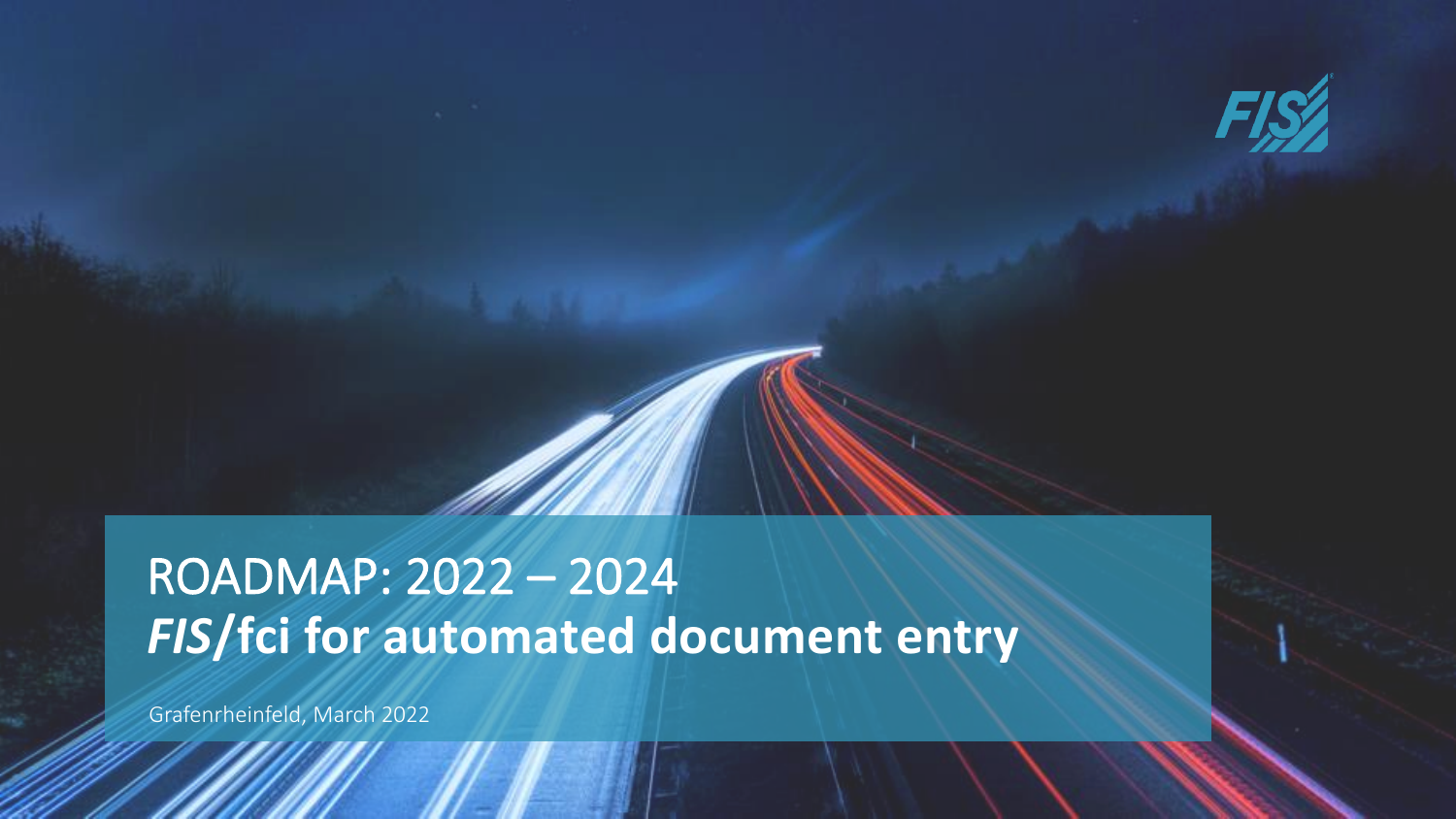# ROADMAP: 2022 – 2024
## *FIS*/fci for automated document entry

Grafenrheinfeld, March 2022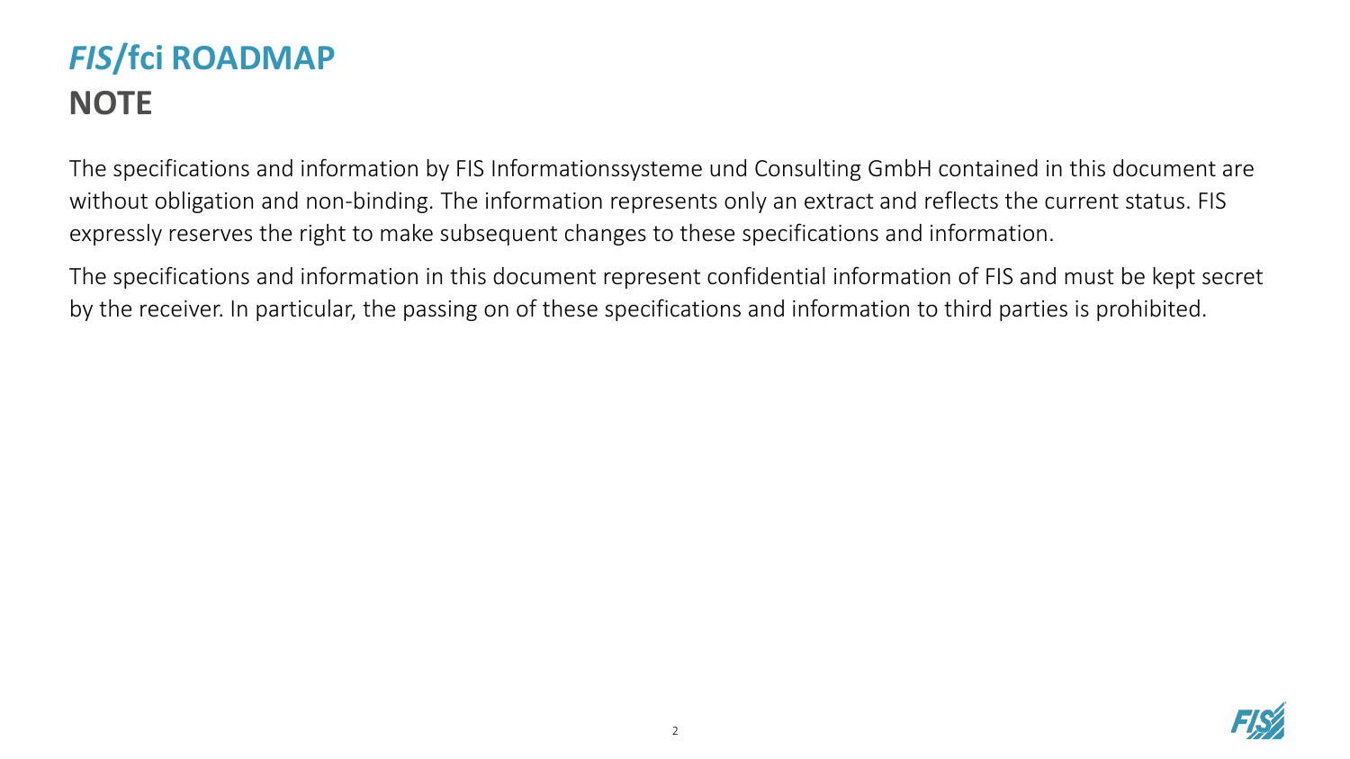# *FIS*/fci ROADMAP
## NOTE

The specifications and information by FIS Informationssysteme und Consulting GmbH contained in this document are without obligation and non-binding. The information represents only an extract and reflects the current status. FIS expressly reserves the right to make subsequent changes to these specifications and information.

The specifications and information in this document represent confidential information of FIS and must be kept secret by the receiver. In particular, the passing on of these specifications and information to third parties is prohibited.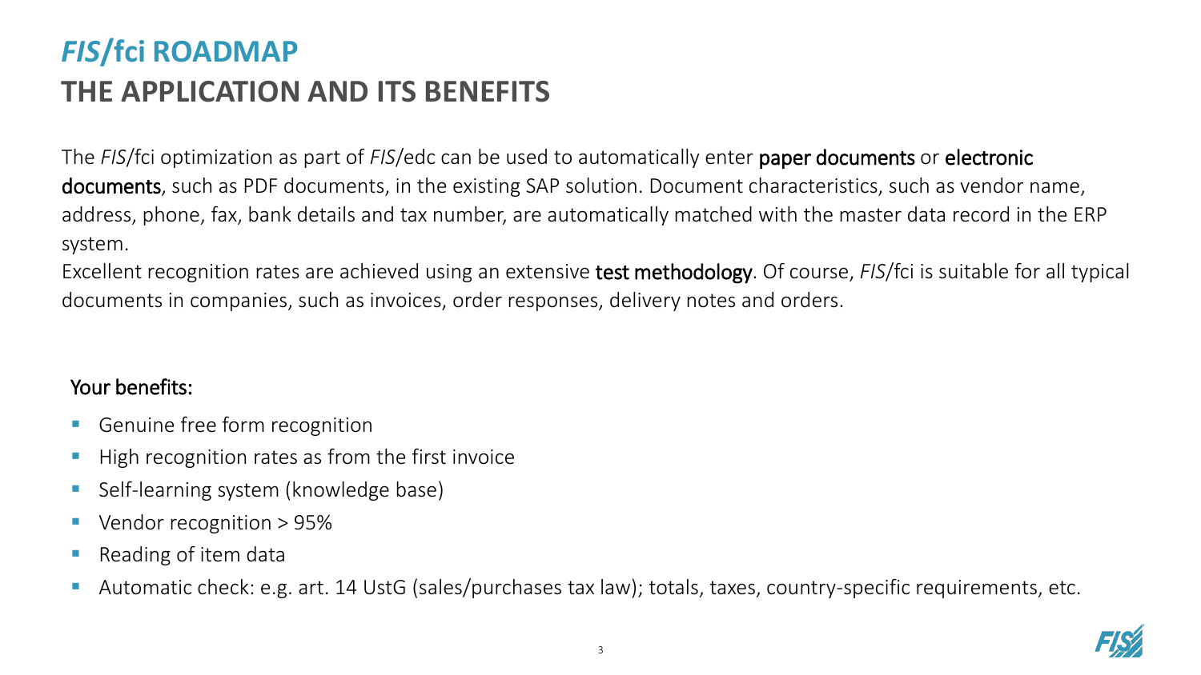# *FIS*/fci ROADMAP
## THE APPLICATION AND ITS BENEFITS

The *FIS*/fci optimization as part of *FIS*/edc can be used to automatically enter paper documents or electronic documents, such as PDF documents, in the existing SAP solution. Document characteristics, such as vendor name, address, phone, fax, bank details and tax number, are automatically matched with the master data record in the ERP system.
Excellent recognition rates are achieved using an extensive test methodology. Of course, *FIS*/fci is suitable for all typical documents in companies, such as invoices, order responses, delivery notes and orders.

Your benefits:

- Genuine free form recognition
- High recognition rates as from the first invoice
- Self-learning system (knowledge base)
- Vendor recognition > 95%
- Reading of item data
- Automatic check: e.g. art. 14 UstG (sales/purchases tax law); totals, taxes, country-specific requirements, etc.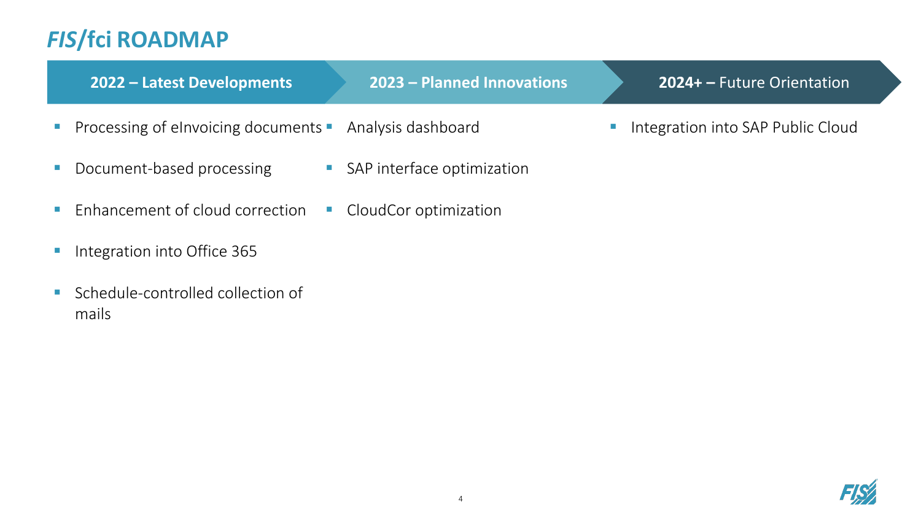# *FIS*/fci ROADMAP

## **2022 – Latest Developments**

- Processing of eInvoicing documents
- Document-based processing
- Enhancement of cloud correction
- Integration into Office 365
- Schedule-controlled collection of mails

## **2023 – Planned Innovations**

- Analysis dashboard
- SAP interface optimization
- CloudCor optimization

## **2024+ –** Future Orientation

- Integration into SAP Public Cloud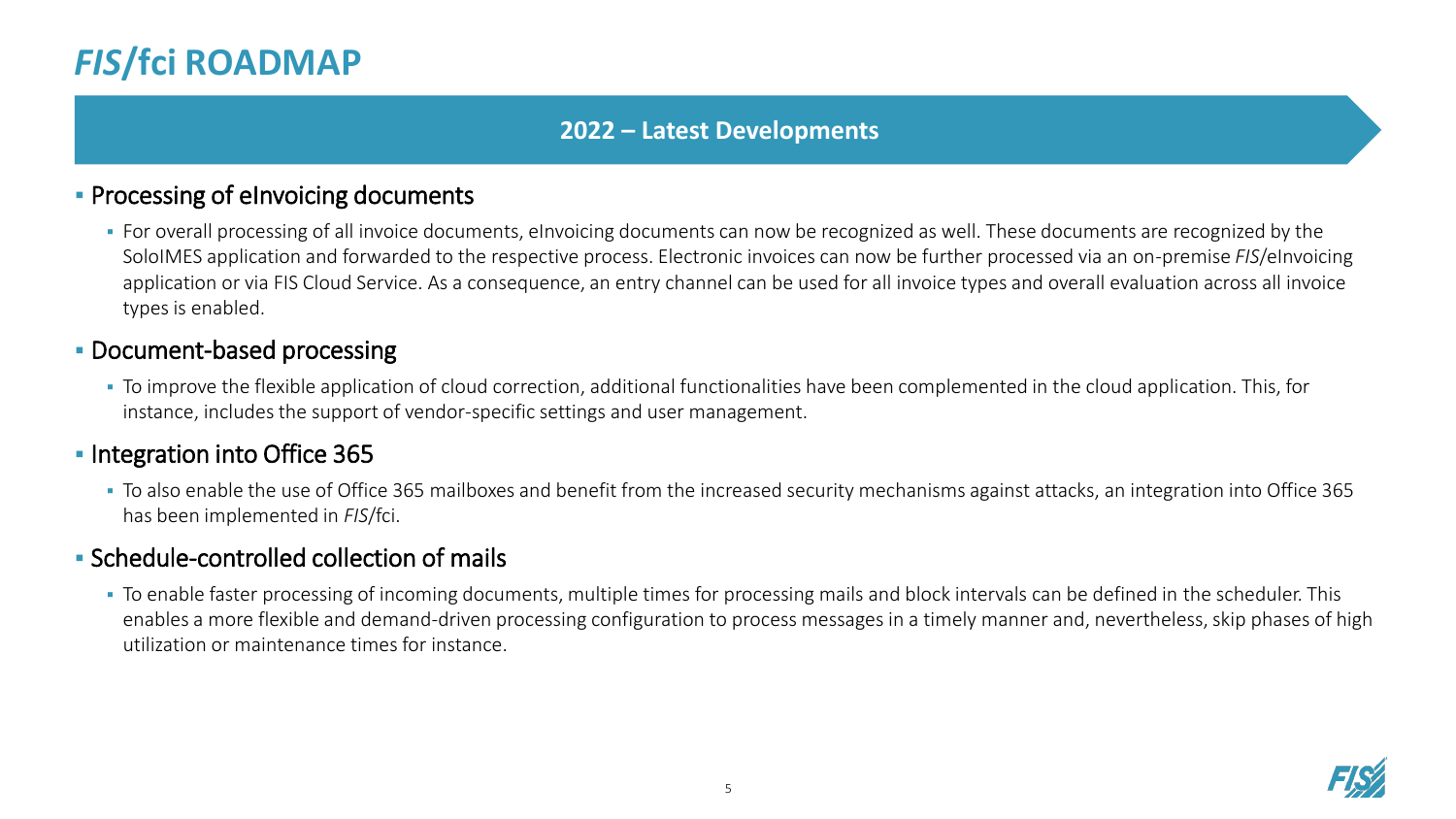# *FIS*/fci ROADMAP

## 2022 – Latest Developments

- **Processing of eInvoicing documents**
  - For overall processing of all invoice documents, eInvoicing documents can now be recognized as well. These documents are recognized by the SoloIMES application and forwarded to the respective process. Electronic invoices can now be further processed via an on-premise *FIS*/eInvoicing application or via FIS Cloud Service. As a consequence, an entry channel can be used for all invoice types and overall evaluation across all invoice types is enabled.
- **Document-based processing**
  - To improve the flexible application of cloud correction, additional functionalities have been complemented in the cloud application. This, for instance, includes the support of vendor-specific settings and user management.
- **Integration into Office 365**
  - To also enable the use of Office 365 mailboxes and benefit from the increased security mechanisms against attacks, an integration into Office 365 has been implemented in *FIS*/fci.
- **Schedule-controlled collection of mails**
  - To enable faster processing of incoming documents, multiple times for processing mails and block intervals can be defined in the scheduler. This enables a more flexible and demand-driven processing configuration to process messages in a timely manner and, nevertheless, skip phases of high utilization or maintenance times for instance.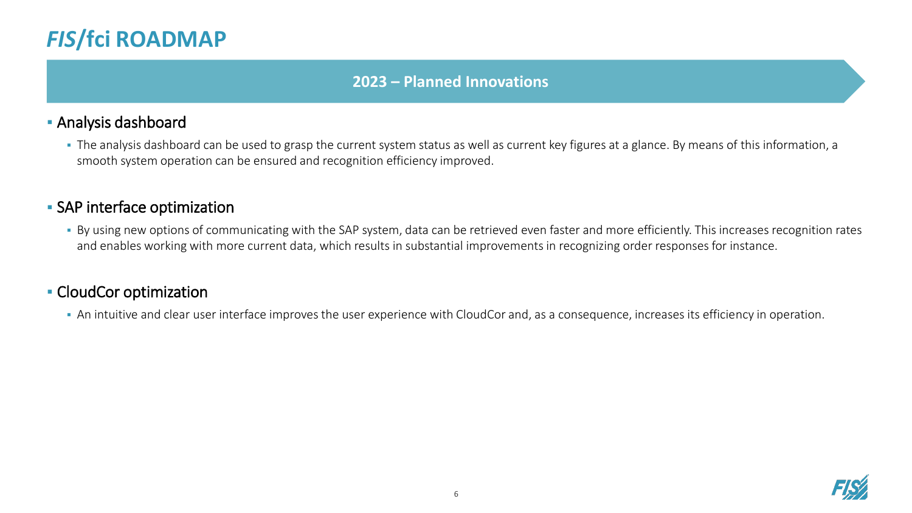# *FIS*/fci ROADMAP

## 2023 – Planned Innovations

- Analysis dashboard
  - The analysis dashboard can be used to grasp the current system status as well as current key figures at a glance. By means of this information, a smooth system operation can be ensured and recognition efficiency improved.

- SAP interface optimization
  - By using new options of communicating with the SAP system, data can be retrieved even faster and more efficiently. This increases recognition rates and enables working with more current data, which results in substantial improvements in recognizing order responses for instance.

- CloudCor optimization
  - An intuitive and clear user interface improves the user experience with CloudCor and, as a consequence, increases its efficiency in operation.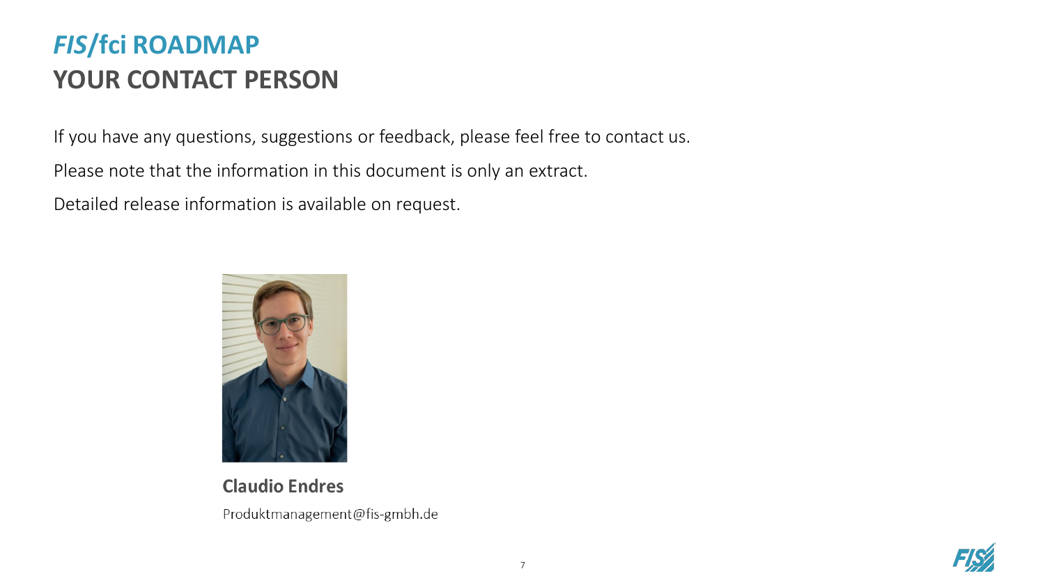# *FIS*/fci ROADMAP
# YOUR CONTACT PERSON

If you have any questions, suggestions or feedback, please feel free to contact us.

Please note that the information in this document is only an extract.

Detailed release information is available on request.

**Claudio Endres**

Produktmanagement@fis-gmbh.de